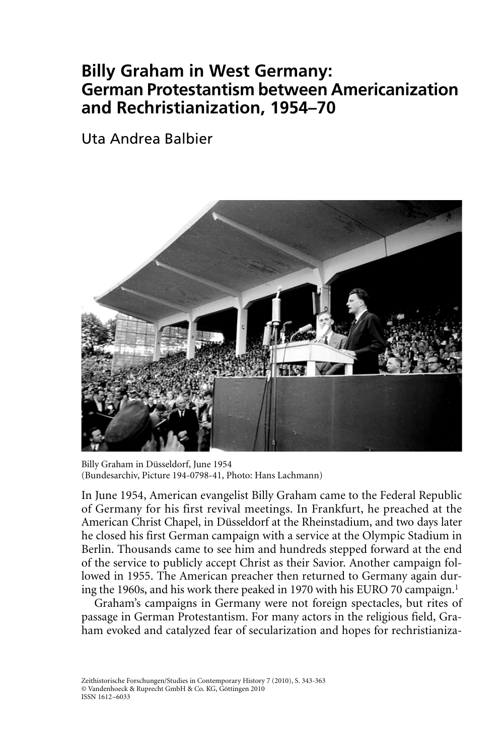# Billy Graham in West Germany: German Protestantism between Americanization and Rechristianization, 1954–70

Uta Andrea Balbier

Billy Graham in Düsseldorf, June 1954
(Bundesarchiv, Picture 194-0798-41, Photo: Hans Lachmann)

In June 1954, American evangelist Billy Graham came to the Federal Republic of Germany for his first revival meetings. In Frankfurt, he preached at the American Christ Chapel, in Düsseldorf at the Rheinstadium, and two days later he closed his first German campaign with a service at the Olympic Stadium in Berlin. Thousands came to see him and hundreds stepped forward at the end of the service to publicly accept Christ as their Savior. Another campaign followed in 1955. The American preacher then returned to Germany again during the 1960s, and his work there peaked in 1970 with his EURO 70 campaign.[1]

Graham's campaigns in Germany were not foreign spectacles, but rites of passage in German Protestantism. For many actors in the religious field, Graham evoked and catalyzed fear of secularization and hopes for rechristianiza-

Zeithistorische Forschungen/Studies in Contemporary History 7 (2010), S. 343-363
© Vandenhoeck & Ruprecht GmbH & Co. KG, Göttingen 2010
ISSN 1612–6033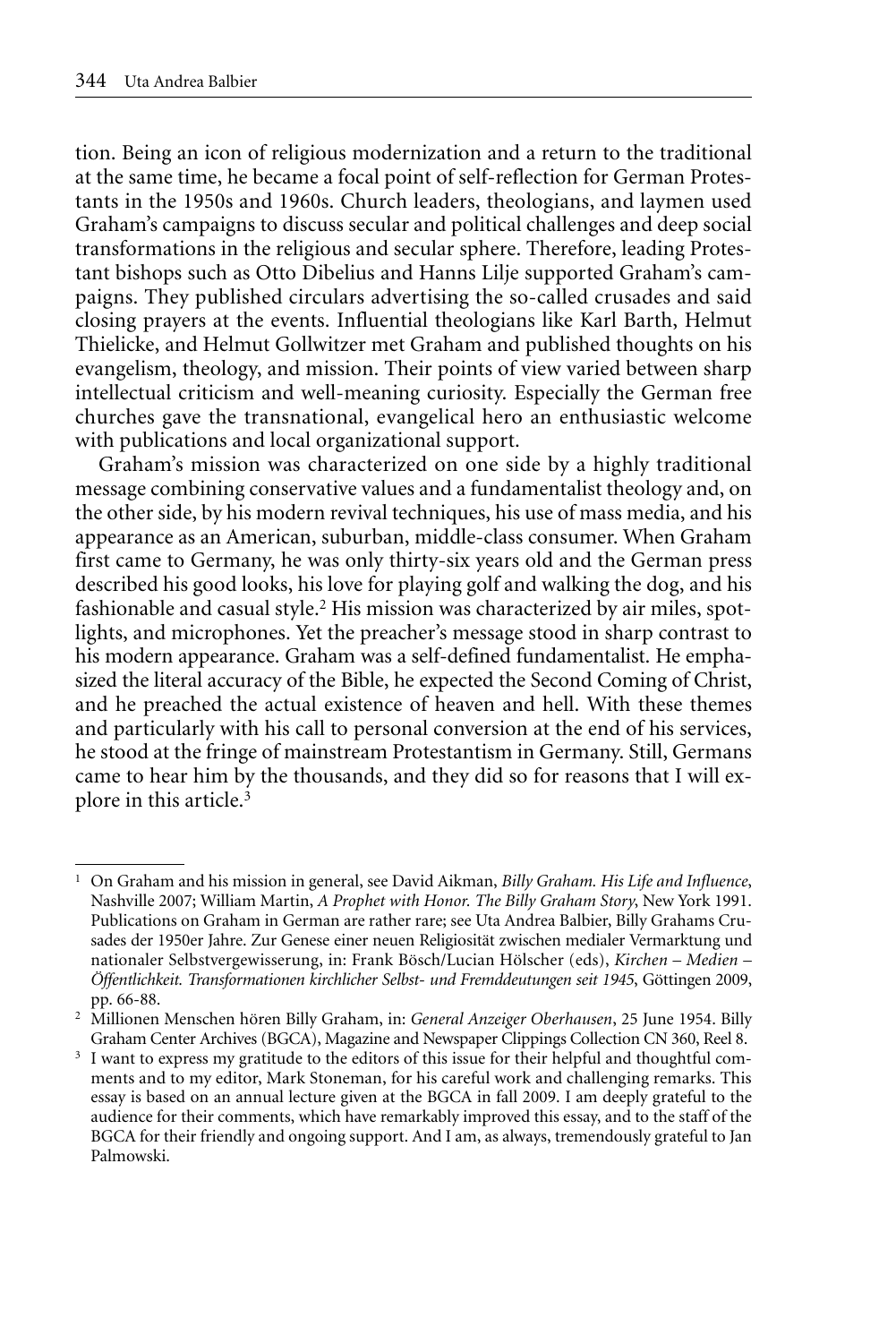tion. Being an icon of religious modernization and a return to the traditional at the same time, he became a focal point of self-reflection for German Protestants in the 1950s and 1960s. Church leaders, theologians, and laymen used Graham's campaigns to discuss secular and political challenges and deep social transformations in the religious and secular sphere. Therefore, leading Protestant bishops such as Otto Dibelius and Hanns Lilje supported Graham's campaigns. They published circulars advertising the so-called crusades and said closing prayers at the events. Influential theologians like Karl Barth, Helmut Thielicke, and Helmut Gollwitzer met Graham and published thoughts on his evangelism, theology, and mission. Their points of view varied between sharp intellectual criticism and well-meaning curiosity. Especially the German free churches gave the transnational, evangelical hero an enthusiastic welcome with publications and local organizational support.

Graham's mission was characterized on one side by a highly traditional message combining conservative values and a fundamentalist theology and, on the other side, by his modern revival techniques, his use of mass media, and his appearance as an American, suburban, middle-class consumer. When Graham first came to Germany, he was only thirty-six years old and the German press described his good looks, his love for playing golf and walking the dog, and his fashionable and casual style.[2] His mission was characterized by air miles, spotlights, and microphones. Yet the preacher's message stood in sharp contrast to his modern appearance. Graham was a self-defined fundamentalist. He emphasized the literal accuracy of the Bible, he expected the Second Coming of Christ, and he preached the actual existence of heaven and hell. With these themes and particularly with his call to personal conversion at the end of his services, he stood at the fringe of mainstream Protestantism in Germany. Still, Germans came to hear him by the thousands, and they did so for reasons that I will explore in this article.[3]

---

[1] On Graham and his mission in general, see David Aikman, *Billy Graham. His Life and Influence*, Nashville 2007; William Martin, *A Prophet with Honor. The Billy Graham Story*, New York 1991. Publications on Graham in German are rather rare; see Uta Andrea Balbier, Billy Grahams Crusades der 1950er Jahre. Zur Genese einer neuen Religiosität zwischen medialer Vermarktung und nationaler Selbstvergewisserung, in: Frank Bösch/Lucian Hölscher (eds), *Kirchen – Medien – Öffentlichkeit. Transformationen kirchlicher Selbst- und Fremddeutungen seit 1945*, Göttingen 2009, pp. 66-88.

[2] Millionen Menschen hören Billy Graham, in: *General Anzeiger Oberhausen*, 25 June 1954. Billy Graham Center Archives (BGCA), Magazine and Newspaper Clippings Collection CN 360, Reel 8.

[3] I want to express my gratitude to the editors of this issue for their helpful and thoughtful comments and to my editor, Mark Stoneman, for his careful work and challenging remarks. This essay is based on an annual lecture given at the BGCA in fall 2009. I am deeply grateful to the audience for their comments, which have remarkably improved this essay, and to the staff of the BGCA for their friendly and ongoing support. And I am, as always, tremendously grateful to Jan Palmowski.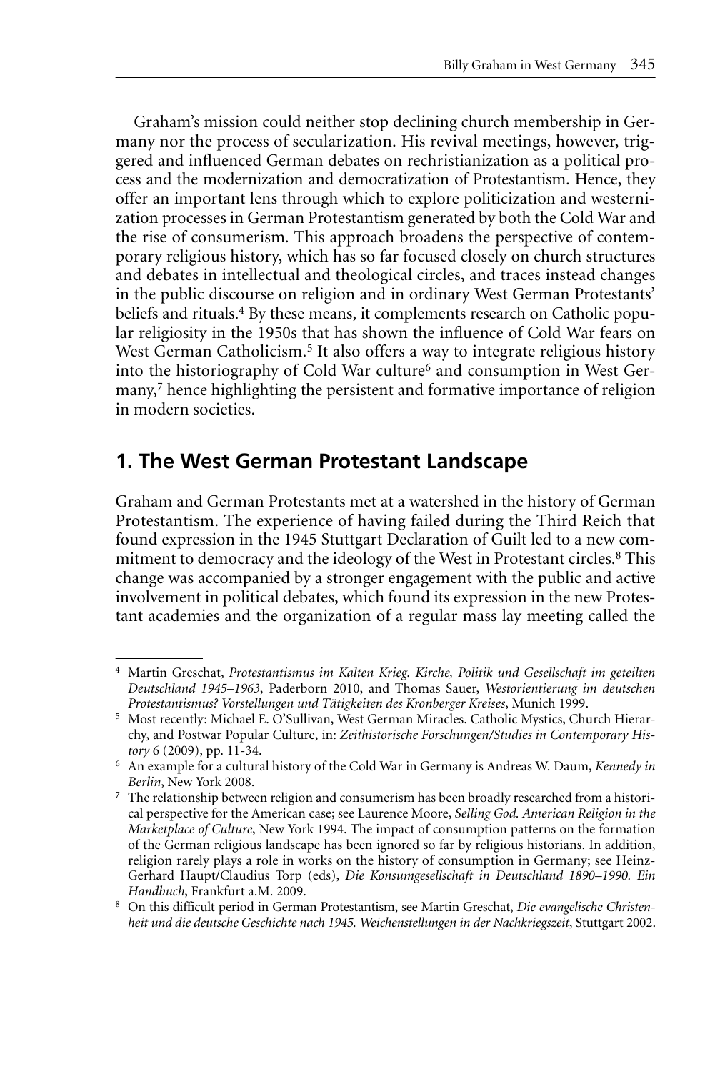Graham's mission could neither stop declining church membership in Germany nor the process of secularization. His revival meetings, however, triggered and influenced German debates on rechristianization as a political process and the modernization and democratization of Protestantism. Hence, they offer an important lens through which to explore politicization and westernization processes in German Protestantism generated by both the Cold War and the rise of consumerism. This approach broadens the perspective of contemporary religious history, which has so far focused closely on church structures and debates in intellectual and theological circles, and traces instead changes in the public discourse on religion and in ordinary West German Protestants' beliefs and rituals.[4] By these means, it complements research on Catholic popular religiosity in the 1950s that has shown the influence of Cold War fears on West German Catholicism.[5] It also offers a way to integrate religious history into the historiography of Cold War culture[6] and consumption in West Germany,[7] hence highlighting the persistent and formative importance of religion in modern societies.

## 1. The West German Protestant Landscape

Graham and German Protestants met at a watershed in the history of German Protestantism. The experience of having failed during the Third Reich that found expression in the 1945 Stuttgart Declaration of Guilt led to a new commitment to democracy and the ideology of the West in Protestant circles.[8] This change was accompanied by a stronger engagement with the public and active involvement in political debates, which found its expression in the new Protestant academies and the organization of a regular mass lay meeting called the

---

[4] Martin Greschat, *Protestantismus im Kalten Krieg. Kirche, Politik und Gesellschaft im geteilten Deutschland 1945–1963*, Paderborn 2010, and Thomas Sauer, *Westorientierung im deutschen Protestantismus? Vorstellungen und Tätigkeiten des Kronberger Kreises*, Munich 1999.

[5] Most recently: Michael E. O'Sullivan, West German Miracles. Catholic Mystics, Church Hierarchy, and Postwar Popular Culture, in: *Zeithistorische Forschungen/Studies in Contemporary History* 6 (2009), pp. 11-34.

[6] An example for a cultural history of the Cold War in Germany is Andreas W. Daum, *Kennedy in Berlin*, New York 2008.

[7] The relationship between religion and consumerism has been broadly researched from a historical perspective for the American case; see Laurence Moore, *Selling God. American Religion in the Marketplace of Culture*, New York 1994. The impact of consumption patterns on the formation of the German religious landscape has been ignored so far by religious historians. In addition, religion rarely plays a role in works on the history of consumption in Germany; see Heinz-Gerhard Haupt/Claudius Torp (eds), *Die Konsumgesellschaft in Deutschland 1890–1990. Ein Handbuch*, Frankfurt a.M. 2009.

[8] On this difficult period in German Protestantism, see Martin Greschat, *Die evangelische Christenheit und die deutsche Geschichte nach 1945. Weichenstellungen in der Nachkriegszeit*, Stuttgart 2002.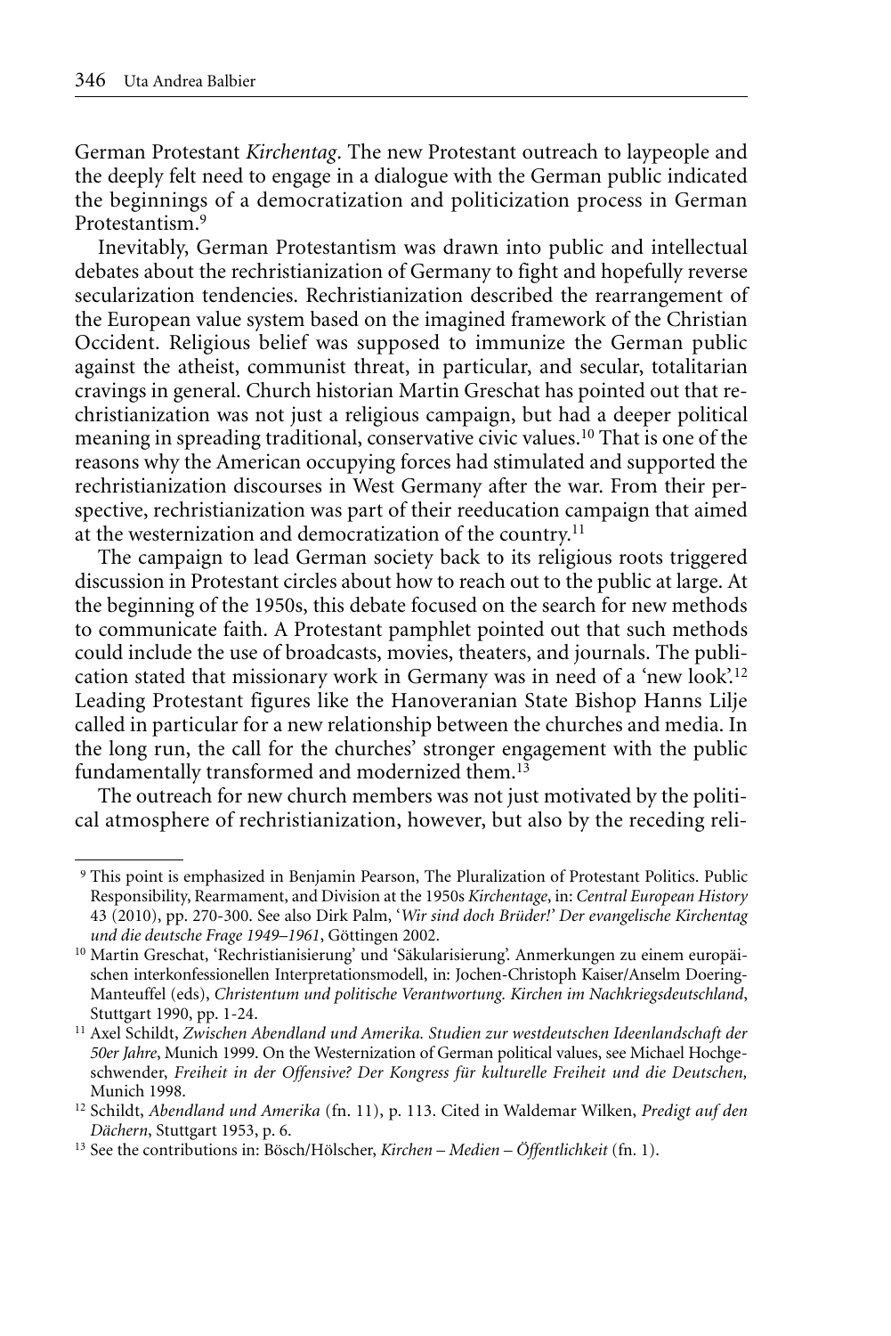German Protestant *Kirchentag*. The new Protestant outreach to laypeople and the deeply felt need to engage in a dialogue with the German public indicated the beginnings of a democratization and politicization process in German Protestantism.[9]

Inevitably, German Protestantism was drawn into public and intellectual debates about the rechristianization of Germany to fight and hopefully reverse secularization tendencies. Rechristianization described the rearrangement of the European value system based on the imagined framework of the Christian Occident. Religious belief was supposed to immunize the German public against the atheist, communist threat, in particular, and secular, totalitarian cravings in general. Church historian Martin Greschat has pointed out that rechristianization was not just a religious campaign, but had a deeper political meaning in spreading traditional, conservative civic values.[10] That is one of the reasons why the American occupying forces had stimulated and supported the rechristianization discourses in West Germany after the war. From their perspective, rechristianization was part of their reeducation campaign that aimed at the westernization and democratization of the country.[11]

The campaign to lead German society back to its religious roots triggered discussion in Protestant circles about how to reach out to the public at large. At the beginning of the 1950s, this debate focused on the search for new methods to communicate faith. A Protestant pamphlet pointed out that such methods could include the use of broadcasts, movies, theaters, and journals. The publication stated that missionary work in Germany was in need of a 'new look'.[12] Leading Protestant figures like the Hanoveranian State Bishop Hanns Lilje called in particular for a new relationship between the churches and media. In the long run, the call for the churches' stronger engagement with the public fundamentally transformed and modernized them.[13]

The outreach for new church members was not just motivated by the political atmosphere of rechristianization, however, but also by the receding reli-

---

[9] This point is emphasized in Benjamin Pearson, The Pluralization of Protestant Politics. Public Responsibility, Rearmament, and Division at the 1950s *Kirchentage*, in: *Central European History* 43 (2010), pp. 270-300. See also Dirk Palm, '*Wir sind doch Brüder!' Der evangelische Kirchentag und die deutsche Frage 1949–1961*, Göttingen 2002.

[10] Martin Greschat, 'Rechristianisierung' und 'Säkularisierung'. Anmerkungen zu einem europäischen interkonfessionellen Interpretationsmodell, in: Jochen-Christoph Kaiser/Anselm Doering-Manteuffel (eds), *Christentum und politische Verantwortung. Kirchen im Nachkriegsdeutschland*, Stuttgart 1990, pp. 1-24.

[11] Axel Schildt, *Zwischen Abendland und Amerika. Studien zur westdeutschen Ideenlandschaft der 50er Jahre*, Munich 1999. On the Westernization of German political values, see Michael Hochgeschwender, *Freiheit in der Offensive? Der Kongress für kulturelle Freiheit und die Deutschen,* Munich 1998.

[12] Schildt, *Abendland und Amerika* (fn. 11), p. 113. Cited in Waldemar Wilken, *Predigt auf den Dächern*, Stuttgart 1953, p. 6.

[13] See the contributions in: Bösch/Hölscher, *Kirchen – Medien – Öffentlichkeit* (fn. 1).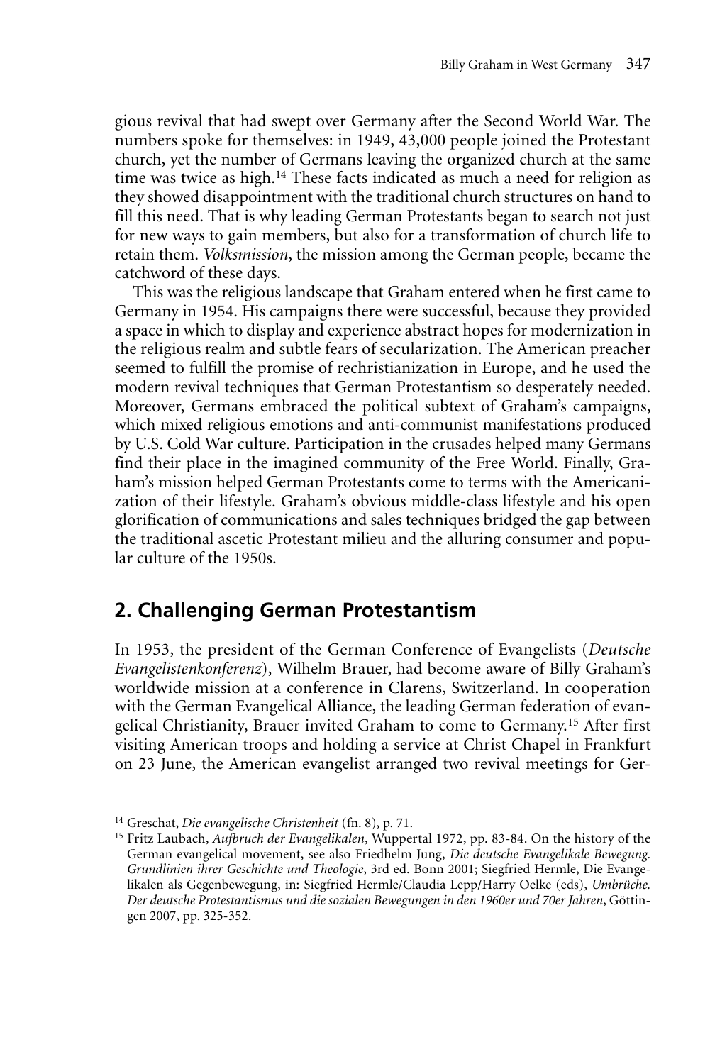gious revival that had swept over Germany after the Second World War. The numbers spoke for themselves: in 1949, 43,000 people joined the Protestant church, yet the number of Germans leaving the organized church at the same time was twice as high.[14] These facts indicated as much a need for religion as they showed disappointment with the traditional church structures on hand to fill this need. That is why leading German Protestants began to search not just for new ways to gain members, but also for a transformation of church life to retain them. *Volksmission*, the mission among the German people, became the catchword of these days.

This was the religious landscape that Graham entered when he first came to Germany in 1954. His campaigns there were successful, because they provided a space in which to display and experience abstract hopes for modernization in the religious realm and subtle fears of secularization. The American preacher seemed to fulfill the promise of rechristianization in Europe, and he used the modern revival techniques that German Protestantism so desperately needed. Moreover, Germans embraced the political subtext of Graham's campaigns, which mixed religious emotions and anti-communist manifestations produced by U.S. Cold War culture. Participation in the crusades helped many Germans find their place in the imagined community of the Free World. Finally, Graham's mission helped German Protestants come to terms with the Americanization of their lifestyle. Graham's obvious middle-class lifestyle and his open glorification of communications and sales techniques bridged the gap between the traditional ascetic Protestant milieu and the alluring consumer and popular culture of the 1950s.

## 2. Challenging German Protestantism

In 1953, the president of the German Conference of Evangelists (*Deutsche Evangelistenkonferenz*), Wilhelm Brauer, had become aware of Billy Graham's worldwide mission at a conference in Clarens, Switzerland. In cooperation with the German Evangelical Alliance, the leading German federation of evangelical Christianity, Brauer invited Graham to come to Germany.[15] After first visiting American troops and holding a service at Christ Chapel in Frankfurt on 23 June, the American evangelist arranged two revival meetings for Ger-

---

[14] Greschat, *Die evangelische Christenheit* (fn. 8), p. 71.

[15] Fritz Laubach, *Aufbruch der Evangelikalen*, Wuppertal 1972, pp. 83-84. On the history of the German evangelical movement, see also Friedhelm Jung, *Die deutsche Evangelikale Bewegung. Grundlinien ihrer Geschichte und Theologie*, 3rd ed. Bonn 2001; Siegfried Hermle, Die Evangelikalen als Gegenbewegung, in: Siegfried Hermle/Claudia Lepp/Harry Oelke (eds), *Umbrüche. Der deutsche Protestantismus und die sozialen Bewegungen in den 1960er und 70er Jahren*, Göttingen 2007, pp. 325-352.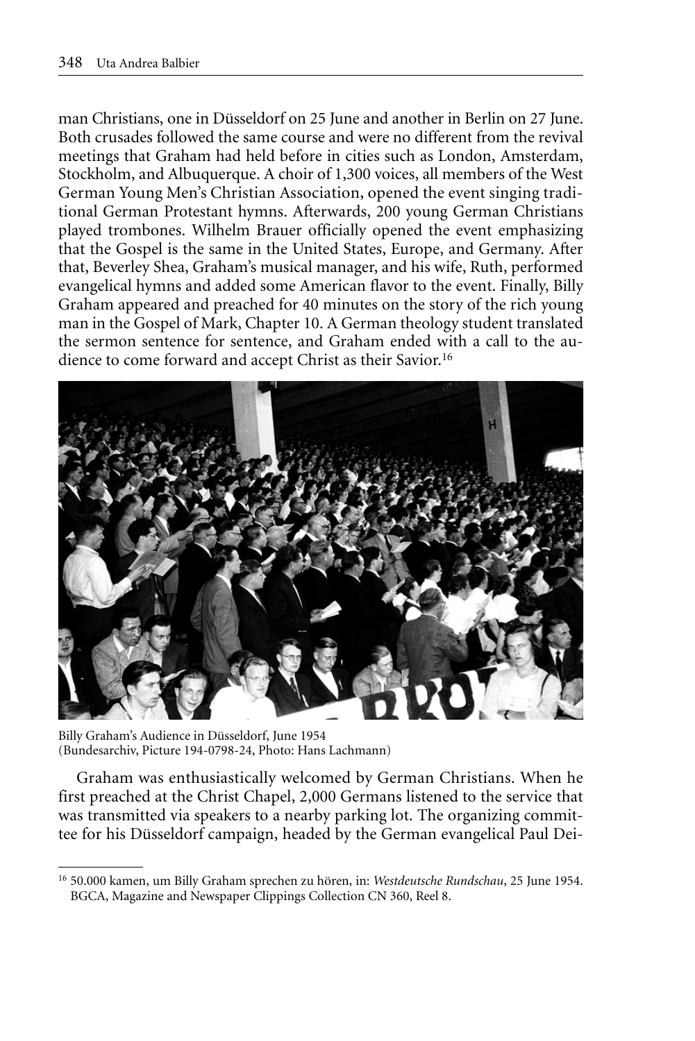man Christians, one in Düsseldorf on 25 June and another in Berlin on 27 June. Both crusades followed the same course and were no different from the revival meetings that Graham had held before in cities such as London, Amsterdam, Stockholm, and Albuquerque. A choir of 1,300 voices, all members of the West German Young Men's Christian Association, opened the event singing traditional German Protestant hymns. Afterwards, 200 young German Christians played trombones. Wilhelm Brauer officially opened the event emphasizing that the Gospel is the same in the United States, Europe, and Germany. After that, Beverley Shea, Graham's musical manager, and his wife, Ruth, performed evangelical hymns and added some American flavor to the event. Finally, Billy Graham appeared and preached for 40 minutes on the story of the rich young man in the Gospel of Mark, Chapter 10. A German theology student translated the sermon sentence for sentence, and Graham ended with a call to the audience to come forward and accept Christ as their Savior.[16]

Billy Graham's Audience in Düsseldorf, June 1954
(Bundesarchiv, Picture 194-0798-24, Photo: Hans Lachmann)

Graham was enthusiastically welcomed by German Christians. When he first preached at the Christ Chapel, 2,000 Germans listened to the service that was transmitted via speakers to a nearby parking lot. The organizing committee for his Düsseldorf campaign, headed by the German evangelical Paul Dei-

---

[16] 50.000 kamen, um Billy Graham sprechen zu hören, in: *Westdeutsche Rundschau*, 25 June 1954. BGCA, Magazine and Newspaper Clippings Collection CN 360, Reel 8.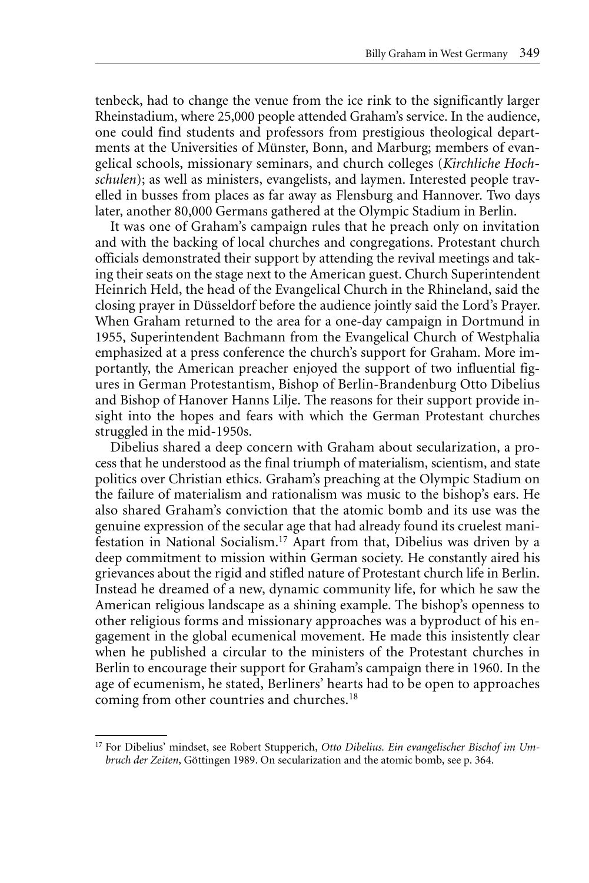tenbeck, had to change the venue from the ice rink to the significantly larger Rheinstadium, where 25,000 people attended Graham's service. In the audience, one could find students and professors from prestigious theological departments at the Universities of Münster, Bonn, and Marburg; members of evangelical schools, missionary seminars, and church colleges (*Kirchliche Hochschulen*); as well as ministers, evangelists, and laymen. Interested people travelled in busses from places as far away as Flensburg and Hannover. Two days later, another 80,000 Germans gathered at the Olympic Stadium in Berlin.

It was one of Graham's campaign rules that he preach only on invitation and with the backing of local churches and congregations. Protestant church officials demonstrated their support by attending the revival meetings and taking their seats on the stage next to the American guest. Church Superintendent Heinrich Held, the head of the Evangelical Church in the Rhineland, said the closing prayer in Düsseldorf before the audience jointly said the Lord's Prayer. When Graham returned to the area for a one-day campaign in Dortmund in 1955, Superintendent Bachmann from the Evangelical Church of Westphalia emphasized at a press conference the church's support for Graham. More importantly, the American preacher enjoyed the support of two influential figures in German Protestantism, Bishop of Berlin-Brandenburg Otto Dibelius and Bishop of Hanover Hanns Lilje. The reasons for their support provide insight into the hopes and fears with which the German Protestant churches struggled in the mid-1950s.

Dibelius shared a deep concern with Graham about secularization, a process that he understood as the final triumph of materialism, scientism, and state politics over Christian ethics. Graham's preaching at the Olympic Stadium on the failure of materialism and rationalism was music to the bishop's ears. He also shared Graham's conviction that the atomic bomb and its use was the genuine expression of the secular age that had already found its cruelest manifestation in National Socialism.[17] Apart from that, Dibelius was driven by a deep commitment to mission within German society. He constantly aired his grievances about the rigid and stifled nature of Protestant church life in Berlin. Instead he dreamed of a new, dynamic community life, for which he saw the American religious landscape as a shining example. The bishop's openness to other religious forms and missionary approaches was a byproduct of his engagement in the global ecumenical movement. He made this insistently clear when he published a circular to the ministers of the Protestant churches in Berlin to encourage their support for Graham's campaign there in 1960. In the age of ecumenism, he stated, Berliners' hearts had to be open to approaches coming from other countries and churches.[18]

[17] For Dibelius' mindset, see Robert Stupperich, *Otto Dibelius. Ein evangelischer Bischof im Umbruch der Zeiten*, Göttingen 1989. On secularization and the atomic bomb, see p. 364.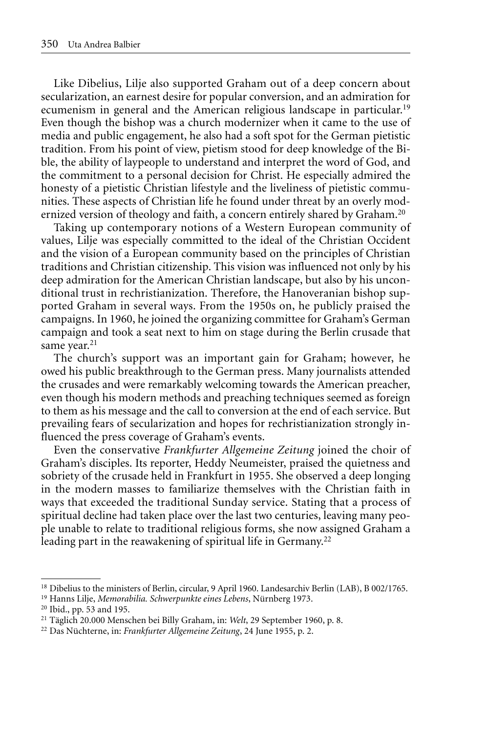Like Dibelius, Lilje also supported Graham out of a deep concern about secularization, an earnest desire for popular conversion, and an admiration for ecumenism in general and the American religious landscape in particular.[19] Even though the bishop was a church modernizer when it came to the use of media and public engagement, he also had a soft spot for the German pietistic tradition. From his point of view, pietism stood for deep knowledge of the Bible, the ability of laypeople to understand and interpret the word of God, and the commitment to a personal decision for Christ. He especially admired the honesty of a pietistic Christian lifestyle and the liveliness of pietistic communities. These aspects of Christian life he found under threat by an overly modernized version of theology and faith, a concern entirely shared by Graham.[20]

Taking up contemporary notions of a Western European community of values, Lilje was especially committed to the ideal of the Christian Occident and the vision of a European community based on the principles of Christian traditions and Christian citizenship. This vision was influenced not only by his deep admiration for the American Christian landscape, but also by his unconditional trust in rechristianization. Therefore, the Hanoveranian bishop supported Graham in several ways. From the 1950s on, he publicly praised the campaigns. In 1960, he joined the organizing committee for Graham's German campaign and took a seat next to him on stage during the Berlin crusade that same year.[21]

The church's support was an important gain for Graham; however, he owed his public breakthrough to the German press. Many journalists attended the crusades and were remarkably welcoming towards the American preacher, even though his modern methods and preaching techniques seemed as foreign to them as his message and the call to conversion at the end of each service. But prevailing fears of secularization and hopes for rechristianization strongly influenced the press coverage of Graham's events.

Even the conservative *Frankfurter Allgemeine Zeitung* joined the choir of Graham's disciples. Its reporter, Heddy Neumeister, praised the quietness and sobriety of the crusade held in Frankfurt in 1955. She observed a deep longing in the modern masses to familiarize themselves with the Christian faith in ways that exceeded the traditional Sunday service. Stating that a process of spiritual decline had taken place over the last two centuries, leaving many people unable to relate to traditional religious forms, she now assigned Graham a leading part in the reawakening of spiritual life in Germany.[22]

---

[18] Dibelius to the ministers of Berlin, circular, 9 April 1960. Landesarchiv Berlin (LAB), B 002/1765.

[19] Hanns Lilje, *Memorabilia. Schwerpunkte eines Lebens*, Nürnberg 1973.

[20] Ibid., pp. 53 and 195.

[21] Täglich 20.000 Menschen bei Billy Graham, in: *Welt*, 29 September 1960, p. 8.

[22] Das Nüchterne, in: *Frankfurter Allgemeine Zeitung*, 24 June 1955, p. 2.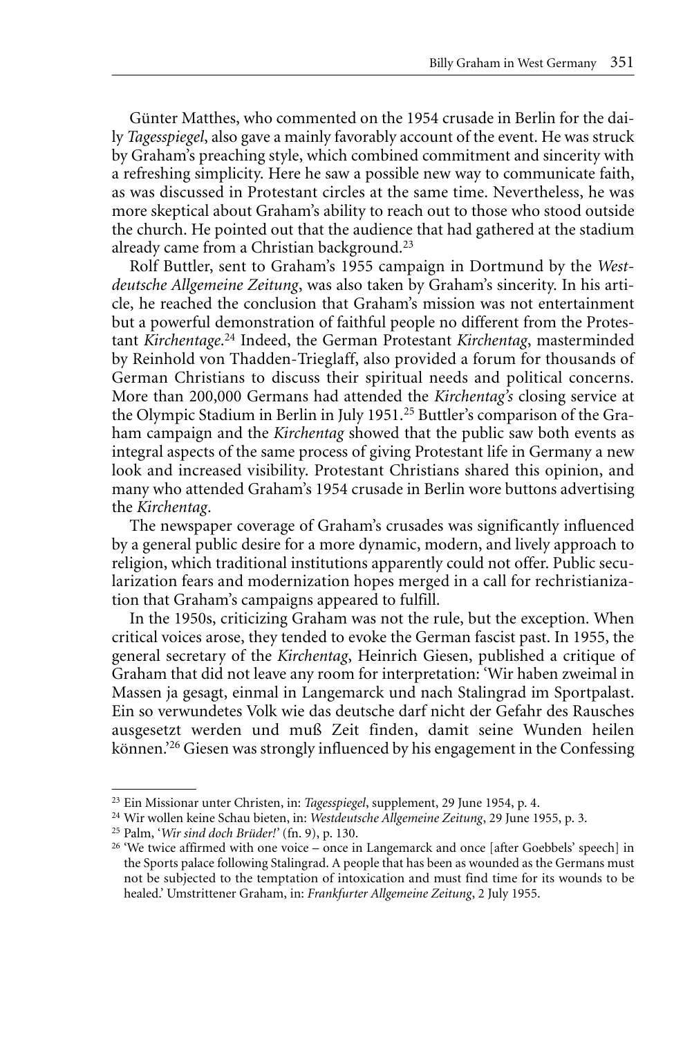Günter Matthes, who commented on the 1954 crusade in Berlin for the daily *Tagesspiegel*, also gave a mainly favorably account of the event. He was struck by Graham's preaching style, which combined commitment and sincerity with a refreshing simplicity. Here he saw a possible new way to communicate faith, as was discussed in Protestant circles at the same time. Nevertheless, he was more skeptical about Graham's ability to reach out to those who stood outside the church. He pointed out that the audience that had gathered at the stadium already came from a Christian background.[23]

Rolf Buttler, sent to Graham's 1955 campaign in Dortmund by the *Westdeutsche Allgemeine Zeitung*, was also taken by Graham's sincerity. In his article, he reached the conclusion that Graham's mission was not entertainment but a powerful demonstration of faithful people no different from the Protestant *Kirchentage*.[24] Indeed, the German Protestant *Kirchentag*, masterminded by Reinhold von Thadden-Trieglaff, also provided a forum for thousands of German Christians to discuss their spiritual needs and political concerns. More than 200,000 Germans had attended the *Kirchentag's* closing service at the Olympic Stadium in Berlin in July 1951.[25] Buttler's comparison of the Graham campaign and the *Kirchentag* showed that the public saw both events as integral aspects of the same process of giving Protestant life in Germany a new look and increased visibility. Protestant Christians shared this opinion, and many who attended Graham's 1954 crusade in Berlin wore buttons advertising the *Kirchentag*.

The newspaper coverage of Graham's crusades was significantly influenced by a general public desire for a more dynamic, modern, and lively approach to religion, which traditional institutions apparently could not offer. Public secularization fears and modernization hopes merged in a call for rechristianization that Graham's campaigns appeared to fulfill.

In the 1950s, criticizing Graham was not the rule, but the exception. When critical voices arose, they tended to evoke the German fascist past. In 1955, the general secretary of the *Kirchentag*, Heinrich Giesen, published a critique of Graham that did not leave any room for interpretation: 'Wir haben zweimal in Massen ja gesagt, einmal in Langemarck und nach Stalingrad im Sportpalast. Ein so verwundetes Volk wie das deutsche darf nicht der Gefahr des Rausches ausgesetzt werden und muß Zeit finden, damit seine Wunden heilen können.'[26] Giesen was strongly influenced by his engagement in the Confessing

---

[23] Ein Missionar unter Christen, in: *Tagesspiegel*, supplement, 29 June 1954, p. 4.

[24] Wir wollen keine Schau bieten, in: *Westdeutsche Allgemeine Zeitung*, 29 June 1955, p. 3.

[25] Palm, '*Wir sind doch Brüder!*' (fn. 9), p. 130.

[26] 'We twice affirmed with one voice – once in Langemarck and once [after Goebbels' speech] in the Sports palace following Stalingrad. A people that has been as wounded as the Germans must not be subjected to the temptation of intoxication and must find time for its wounds to be healed.' Umstrittener Graham, in: *Frankfurter Allgemeine Zeitung*, 2 July 1955.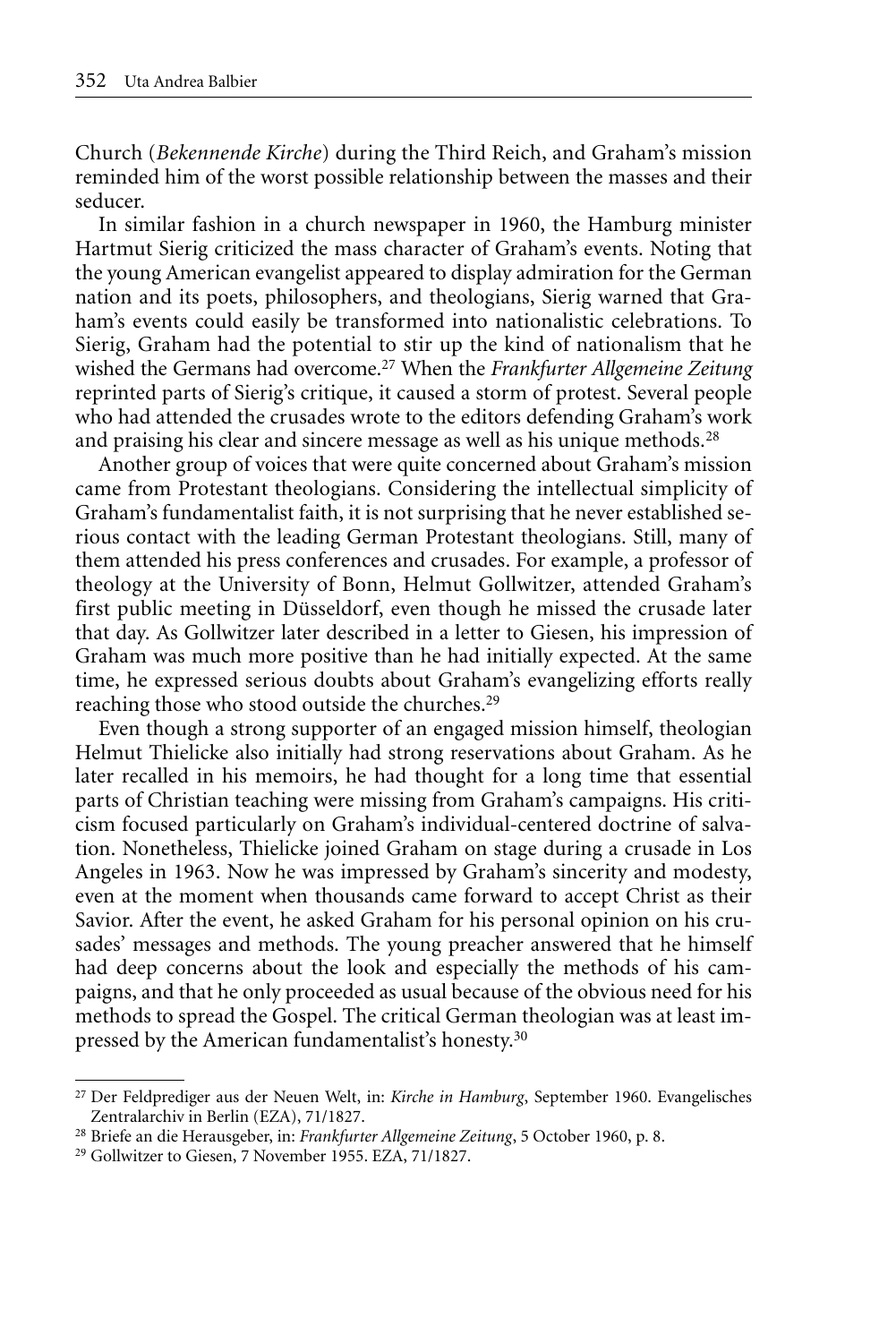Church (*Bekennende Kirche*) during the Third Reich, and Graham's mission reminded him of the worst possible relationship between the masses and their seducer.

In similar fashion in a church newspaper in 1960, the Hamburg minister Hartmut Sierig criticized the mass character of Graham's events. Noting that the young American evangelist appeared to display admiration for the German nation and its poets, philosophers, and theologians, Sierig warned that Graham's events could easily be transformed into nationalistic celebrations. To Sierig, Graham had the potential to stir up the kind of nationalism that he wished the Germans had overcome.[27] When the *Frankfurter Allgemeine Zeitung* reprinted parts of Sierig's critique, it caused a storm of protest. Several people who had attended the crusades wrote to the editors defending Graham's work and praising his clear and sincere message as well as his unique methods.[28]

Another group of voices that were quite concerned about Graham's mission came from Protestant theologians. Considering the intellectual simplicity of Graham's fundamentalist faith, it is not surprising that he never established serious contact with the leading German Protestant theologians. Still, many of them attended his press conferences and crusades. For example, a professor of theology at the University of Bonn, Helmut Gollwitzer, attended Graham's first public meeting in Düsseldorf, even though he missed the crusade later that day. As Gollwitzer later described in a letter to Giesen, his impression of Graham was much more positive than he had initially expected. At the same time, he expressed serious doubts about Graham's evangelizing efforts really reaching those who stood outside the churches.[29]

Even though a strong supporter of an engaged mission himself, theologian Helmut Thielicke also initially had strong reservations about Graham. As he later recalled in his memoirs, he had thought for a long time that essential parts of Christian teaching were missing from Graham's campaigns. His criticism focused particularly on Graham's individual-centered doctrine of salvation. Nonetheless, Thielicke joined Graham on stage during a crusade in Los Angeles in 1963. Now he was impressed by Graham's sincerity and modesty, even at the moment when thousands came forward to accept Christ as their Savior. After the event, he asked Graham for his personal opinion on his crusades' messages and methods. The young preacher answered that he himself had deep concerns about the look and especially the methods of his campaigns, and that he only proceeded as usual because of the obvious need for his methods to spread the Gospel. The critical German theologian was at least impressed by the American fundamentalist's honesty.[30]

---

[27] Der Feldprediger aus der Neuen Welt, in: *Kirche in Hamburg*, September 1960. Evangelisches Zentralarchiv in Berlin (EZA), 71/1827.

[28] Briefe an die Herausgeber, in: *Frankfurter Allgemeine Zeitung*, 5 October 1960, p. 8.

[29] Gollwitzer to Giesen, 7 November 1955. EZA, 71/1827.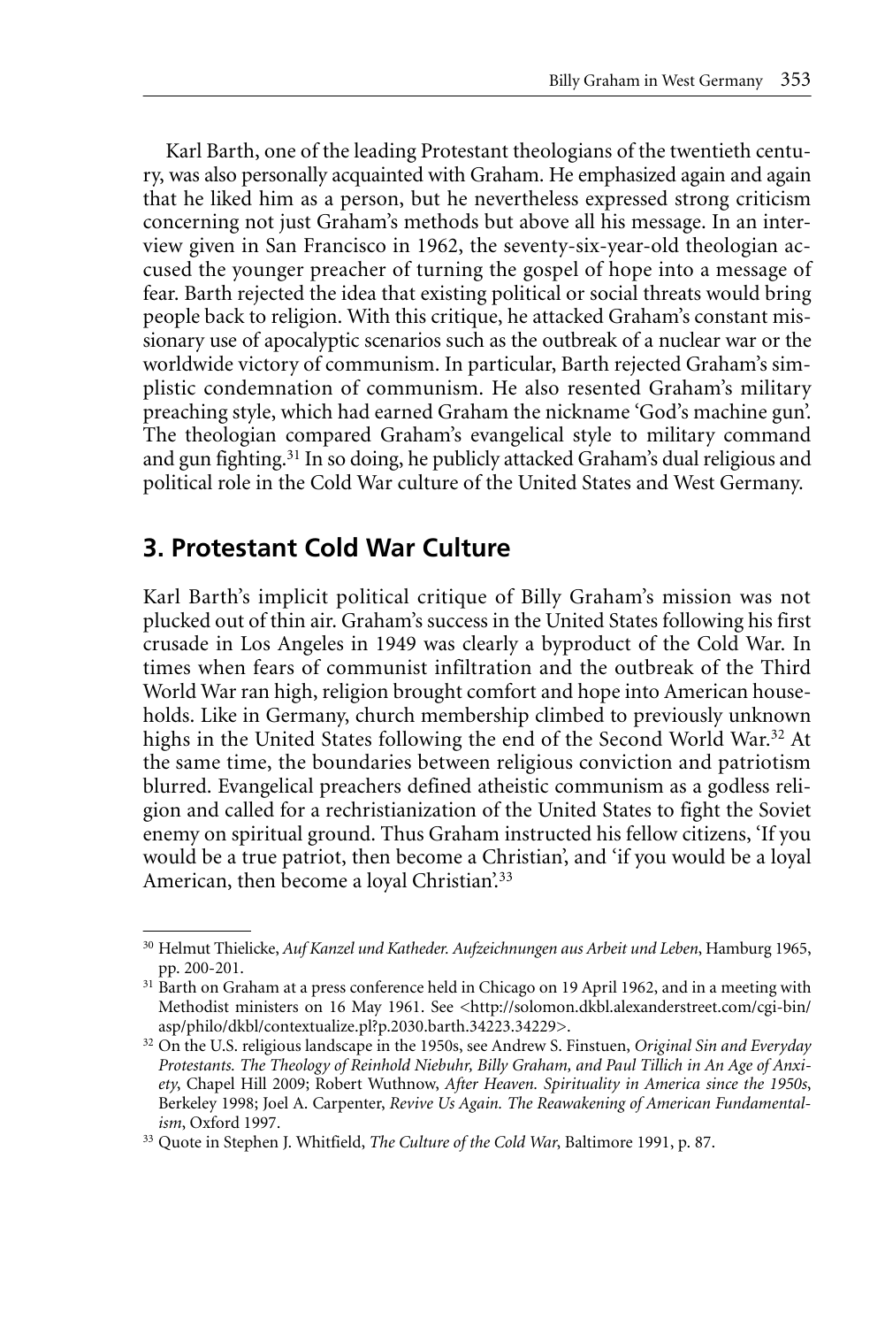Karl Barth, one of the leading Protestant theologians of the twentieth century, was also personally acquainted with Graham. He emphasized again and again that he liked him as a person, but he nevertheless expressed strong criticism concerning not just Graham's methods but above all his message. In an interview given in San Francisco in 1962, the seventy-six-year-old theologian accused the younger preacher of turning the gospel of hope into a message of fear. Barth rejected the idea that existing political or social threats would bring people back to religion. With this critique, he attacked Graham's constant missionary use of apocalyptic scenarios such as the outbreak of a nuclear war or the worldwide victory of communism. In particular, Barth rejected Graham's simplistic condemnation of communism. He also resented Graham's military preaching style, which had earned Graham the nickname 'God's machine gun'. The theologian compared Graham's evangelical style to military command and gun fighting.[31] In so doing, he publicly attacked Graham's dual religious and political role in the Cold War culture of the United States and West Germany.

## 3. Protestant Cold War Culture

Karl Barth's implicit political critique of Billy Graham's mission was not plucked out of thin air. Graham's success in the United States following his first crusade in Los Angeles in 1949 was clearly a byproduct of the Cold War. In times when fears of communist infiltration and the outbreak of the Third World War ran high, religion brought comfort and hope into American households. Like in Germany, church membership climbed to previously unknown highs in the United States following the end of the Second World War.[32] At the same time, the boundaries between religious conviction and patriotism blurred. Evangelical preachers defined atheistic communism as a godless religion and called for a rechristianization of the United States to fight the Soviet enemy on spiritual ground. Thus Graham instructed his fellow citizens, 'If you would be a true patriot, then become a Christian', and 'if you would be a loyal American, then become a loyal Christian'.[33]

---

[30] Helmut Thielicke, *Auf Kanzel und Katheder. Aufzeichnungen aus Arbeit und Leben*, Hamburg 1965, pp. 200-201.

[31] Barth on Graham at a press conference held in Chicago on 19 April 1962, and in a meeting with Methodist ministers on 16 May 1961. See <http://solomon.dkbl.alexanderstreet.com/cgi-bin/asp/philo/dkbl/contextualize.pl?p.2030.barth.34223.34229>.

[32] On the U.S. religious landscape in the 1950s, see Andrew S. Finstuen, *Original Sin and Everyday Protestants. The Theology of Reinhold Niebuhr, Billy Graham, and Paul Tillich in An Age of Anxiety*, Chapel Hill 2009; Robert Wuthnow, *After Heaven. Spirituality in America since the 1950s*, Berkeley 1998; Joel A. Carpenter, *Revive Us Again. The Reawakening of American Fundamentalism*, Oxford 1997.

[33] Quote in Stephen J. Whitfield, *The Culture of the Cold War*, Baltimore 1991, p. 87.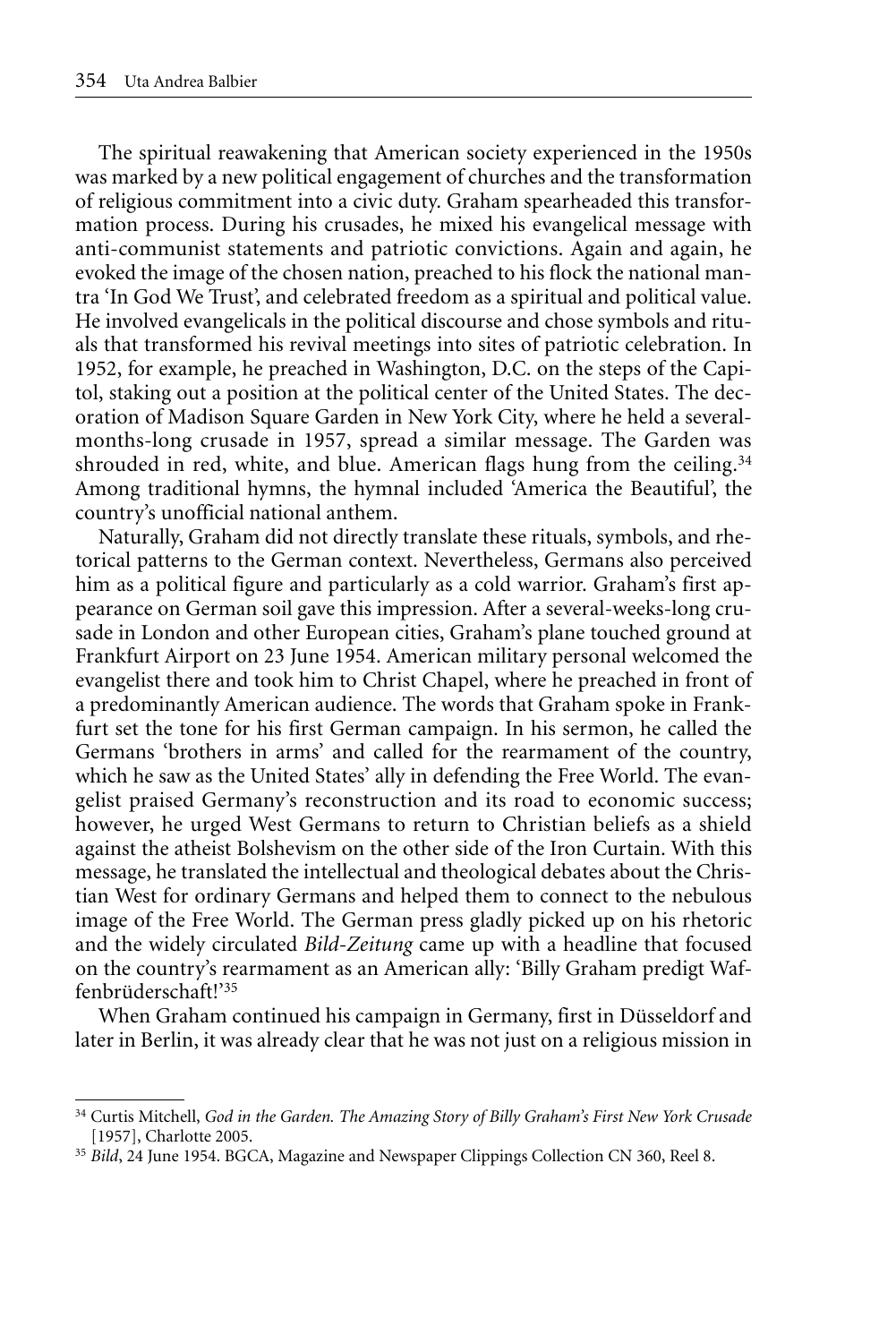The spiritual reawakening that American society experienced in the 1950s was marked by a new political engagement of churches and the transformation of religious commitment into a civic duty. Graham spearheaded this transformation process. During his crusades, he mixed his evangelical message with anti-communist statements and patriotic convictions. Again and again, he evoked the image of the chosen nation, preached to his flock the national mantra 'In God We Trust', and celebrated freedom as a spiritual and political value. He involved evangelicals in the political discourse and chose symbols and rituals that transformed his revival meetings into sites of patriotic celebration. In 1952, for example, he preached in Washington, D.C. on the steps of the Capitol, staking out a position at the political center of the United States. The decoration of Madison Square Garden in New York City, where he held a several-months-long crusade in 1957, spread a similar message. The Garden was shrouded in red, white, and blue. American flags hung from the ceiling.[34] Among traditional hymns, the hymnal included 'America the Beautiful', the country's unofficial national anthem.

Naturally, Graham did not directly translate these rituals, symbols, and rhetorical patterns to the German context. Nevertheless, Germans also perceived him as a political figure and particularly as a cold warrior. Graham's first appearance on German soil gave this impression. After a several-weeks-long crusade in London and other European cities, Graham's plane touched ground at Frankfurt Airport on 23 June 1954. American military personal welcomed the evangelist there and took him to Christ Chapel, where he preached in front of a predominantly American audience. The words that Graham spoke in Frankfurt set the tone for his first German campaign. In his sermon, he called the Germans 'brothers in arms' and called for the rearmament of the country, which he saw as the United States' ally in defending the Free World. The evangelist praised Germany's reconstruction and its road to economic success; however, he urged West Germans to return to Christian beliefs as a shield against the atheist Bolshevism on the other side of the Iron Curtain. With this message, he translated the intellectual and theological debates about the Christian West for ordinary Germans and helped them to connect to the nebulous image of the Free World. The German press gladly picked up on his rhetoric and the widely circulated *Bild-Zeitung* came up with a headline that focused on the country's rearmament as an American ally: 'Billy Graham predigt Waffenbrüderschaft!'[35]

When Graham continued his campaign in Germany, first in Düsseldorf and later in Berlin, it was already clear that he was not just on a religious mission in

---

[34] Curtis Mitchell, *God in the Garden. The Amazing Story of Billy Graham's First New York Crusade* [1957], Charlotte 2005.

[35] *Bild*, 24 June 1954. BGCA, Magazine and Newspaper Clippings Collection CN 360, Reel 8.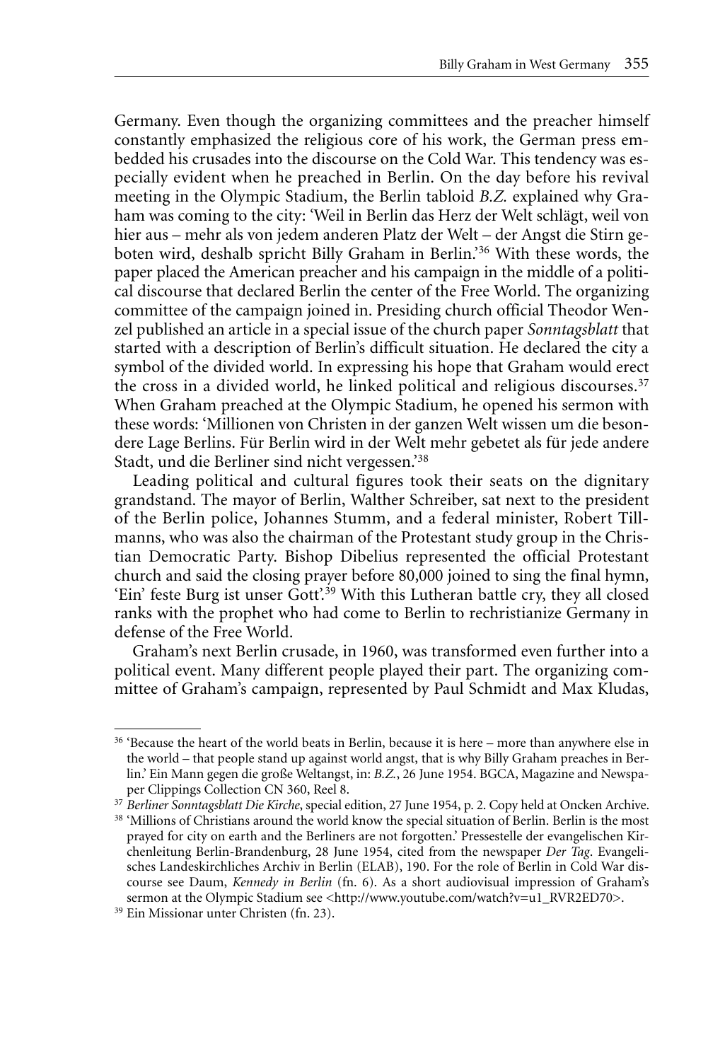Germany. Even though the organizing committees and the preacher himself constantly emphasized the religious core of his work, the German press embedded his crusades into the discourse on the Cold War. This tendency was especially evident when he preached in Berlin. On the day before his revival meeting in the Olympic Stadium, the Berlin tabloid *B.Z.* explained why Graham was coming to the city: 'Weil in Berlin das Herz der Welt schlägt, weil von hier aus – mehr als von jedem anderen Platz der Welt – der Angst die Stirn geboten wird, deshalb spricht Billy Graham in Berlin.'[36] With these words, the paper placed the American preacher and his campaign in the middle of a political discourse that declared Berlin the center of the Free World. The organizing committee of the campaign joined in. Presiding church official Theodor Wenzel published an article in a special issue of the church paper *Sonntagsblatt* that started with a description of Berlin's difficult situation. He declared the city a symbol of the divided world. In expressing his hope that Graham would erect the cross in a divided world, he linked political and religious discourses.[37] When Graham preached at the Olympic Stadium, he opened his sermon with these words: 'Millionen von Christen in der ganzen Welt wissen um die besondere Lage Berlins. Für Berlin wird in der Welt mehr gebetet als für jede andere Stadt, und die Berliner sind nicht vergessen.'[38]

Leading political and cultural figures took their seats on the dignitary grandstand. The mayor of Berlin, Walther Schreiber, sat next to the president of the Berlin police, Johannes Stumm, and a federal minister, Robert Tillmanns, who was also the chairman of the Protestant study group in the Christian Democratic Party. Bishop Dibelius represented the official Protestant church and said the closing prayer before 80,000 joined to sing the final hymn, 'Ein' feste Burg ist unser Gott'.[39] With this Lutheran battle cry, they all closed ranks with the prophet who had come to Berlin to rechristianize Germany in defense of the Free World.

Graham's next Berlin crusade, in 1960, was transformed even further into a political event. Many different people played their part. The organizing committee of Graham's campaign, represented by Paul Schmidt and Max Kludas,

---

[36] 'Because the heart of the world beats in Berlin, because it is here – more than anywhere else in the world – that people stand up against world angst, that is why Billy Graham preaches in Berlin.' Ein Mann gegen die große Weltangst, in: *B.Z.*, 26 June 1954. BGCA, Magazine and Newspaper Clippings Collection CN 360, Reel 8.

[37] *Berliner Sonntagsblatt Die Kirche*, special edition, 27 June 1954, p. 2. Copy held at Oncken Archive.

[38] 'Millions of Christians around the world know the special situation of Berlin. Berlin is the most prayed for city on earth and the Berliners are not forgotten.' Pressestelle der evangelischen Kirchenleitung Berlin-Brandenburg, 28 June 1954, cited from the newspaper *Der Tag*. Evangelisches Landeskirchliches Archiv in Berlin (ELAB), 190. For the role of Berlin in Cold War discourse see Daum, *Kennedy in Berlin* (fn. 6). As a short audiovisual impression of Graham's sermon at the Olympic Stadium see <http://www.youtube.com/watch?v=u1_RVR2ED70>.

[39] Ein Missionar unter Christen (fn. 23).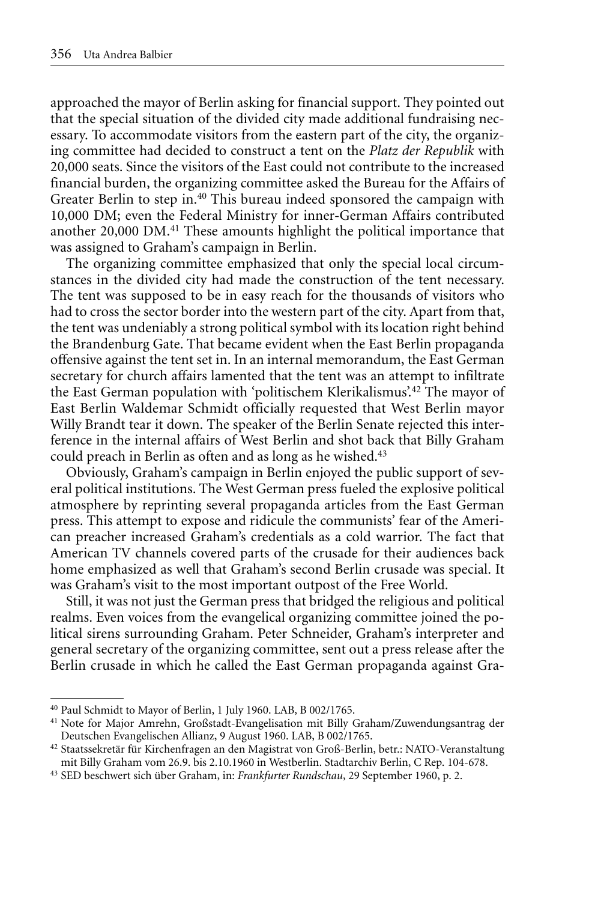approached the mayor of Berlin asking for financial support. They pointed out that the special situation of the divided city made additional fundraising necessary. To accommodate visitors from the eastern part of the city, the organizing committee had decided to construct a tent on the *Platz der Republik* with 20,000 seats. Since the visitors of the East could not contribute to the increased financial burden, the organizing committee asked the Bureau for the Affairs of Greater Berlin to step in.[40] This bureau indeed sponsored the campaign with 10,000 DM; even the Federal Ministry for inner-German Affairs contributed another 20,000 DM.[41] These amounts highlight the political importance that was assigned to Graham's campaign in Berlin.

The organizing committee emphasized that only the special local circumstances in the divided city had made the construction of the tent necessary. The tent was supposed to be in easy reach for the thousands of visitors who had to cross the sector border into the western part of the city. Apart from that, the tent was undeniably a strong political symbol with its location right behind the Brandenburg Gate. That became evident when the East Berlin propaganda offensive against the tent set in. In an internal memorandum, the East German secretary for church affairs lamented that the tent was an attempt to infiltrate the East German population with 'politischem Klerikalismus'.[42] The mayor of East Berlin Waldemar Schmidt officially requested that West Berlin mayor Willy Brandt tear it down. The speaker of the Berlin Senate rejected this interference in the internal affairs of West Berlin and shot back that Billy Graham could preach in Berlin as often and as long as he wished.[43]

Obviously, Graham's campaign in Berlin enjoyed the public support of several political institutions. The West German press fueled the explosive political atmosphere by reprinting several propaganda articles from the East German press. This attempt to expose and ridicule the communists' fear of the American preacher increased Graham's credentials as a cold warrior. The fact that American TV channels covered parts of the crusade for their audiences back home emphasized as well that Graham's second Berlin crusade was special. It was Graham's visit to the most important outpost of the Free World.

Still, it was not just the German press that bridged the religious and political realms. Even voices from the evangelical organizing committee joined the political sirens surrounding Graham. Peter Schneider, Graham's interpreter and general secretary of the organizing committee, sent out a press release after the Berlin crusade in which he called the East German propaganda against Gra-

---

[40] Paul Schmidt to Mayor of Berlin, 1 July 1960. LAB, B 002/1765.

[41] Note for Major Amrehn, Großstadt-Evangelisation mit Billy Graham/Zuwendungsantrag der Deutschen Evangelischen Allianz, 9 August 1960. LAB, B 002/1765.

[42] Staatssekretär für Kirchenfragen an den Magistrat von Groß-Berlin, betr.: NATO-Veranstaltung mit Billy Graham vom 26.9. bis 2.10.1960 in Westberlin. Stadtarchiv Berlin, C Rep. 104-678.

[43] SED beschwert sich über Graham, in: *Frankfurter Rundschau*, 29 September 1960, p. 2.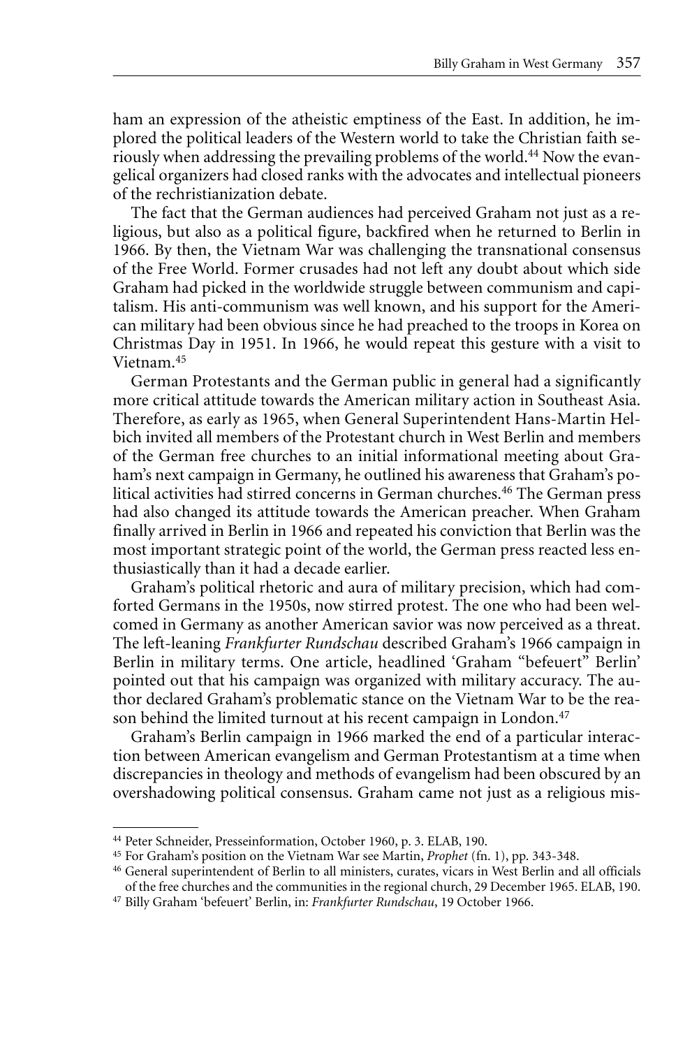ham an expression of the atheistic emptiness of the East. In addition, he implored the political leaders of the Western world to take the Christian faith seriously when addressing the prevailing problems of the world.[44] Now the evangelical organizers had closed ranks with the advocates and intellectual pioneers of the rechristianization debate.

The fact that the German audiences had perceived Graham not just as a religious, but also as a political figure, backfired when he returned to Berlin in 1966. By then, the Vietnam War was challenging the transnational consensus of the Free World. Former crusades had not left any doubt about which side Graham had picked in the worldwide struggle between communism and capitalism. His anti-communism was well known, and his support for the American military had been obvious since he had preached to the troops in Korea on Christmas Day in 1951. In 1966, he would repeat this gesture with a visit to Vietnam.[45]

German Protestants and the German public in general had a significantly more critical attitude towards the American military action in Southeast Asia. Therefore, as early as 1965, when General Superintendent Hans-Martin Helbich invited all members of the Protestant church in West Berlin and members of the German free churches to an initial informational meeting about Graham's next campaign in Germany, he outlined his awareness that Graham's political activities had stirred concerns in German churches.[46] The German press had also changed its attitude towards the American preacher. When Graham finally arrived in Berlin in 1966 and repeated his conviction that Berlin was the most important strategic point of the world, the German press reacted less enthusiastically than it had a decade earlier.

Graham's political rhetoric and aura of military precision, which had comforted Germans in the 1950s, now stirred protest. The one who had been welcomed in Germany as another American savior was now perceived as a threat. The left-leaning *Frankfurter Rundschau* described Graham's 1966 campaign in Berlin in military terms. One article, headlined 'Graham "befeuert" Berlin' pointed out that his campaign was organized with military accuracy. The author declared Graham's problematic stance on the Vietnam War to be the reason behind the limited turnout at his recent campaign in London.[47]

Graham's Berlin campaign in 1966 marked the end of a particular interaction between American evangelism and German Protestantism at a time when discrepancies in theology and methods of evangelism had been obscured by an overshadowing political consensus. Graham came not just as a religious mis-

---

[44] Peter Schneider, Presseinformation, October 1960, p. 3. ELAB, 190.

[45] For Graham's position on the Vietnam War see Martin, *Prophet* (fn. 1), pp. 343-348.

[46] General superintendent of Berlin to all ministers, curates, vicars in West Berlin and all officials of the free churches and the communities in the regional church, 29 December 1965. ELAB, 190.

[47] Billy Graham 'befeuert' Berlin, in: *Frankfurter Rundschau*, 19 October 1966.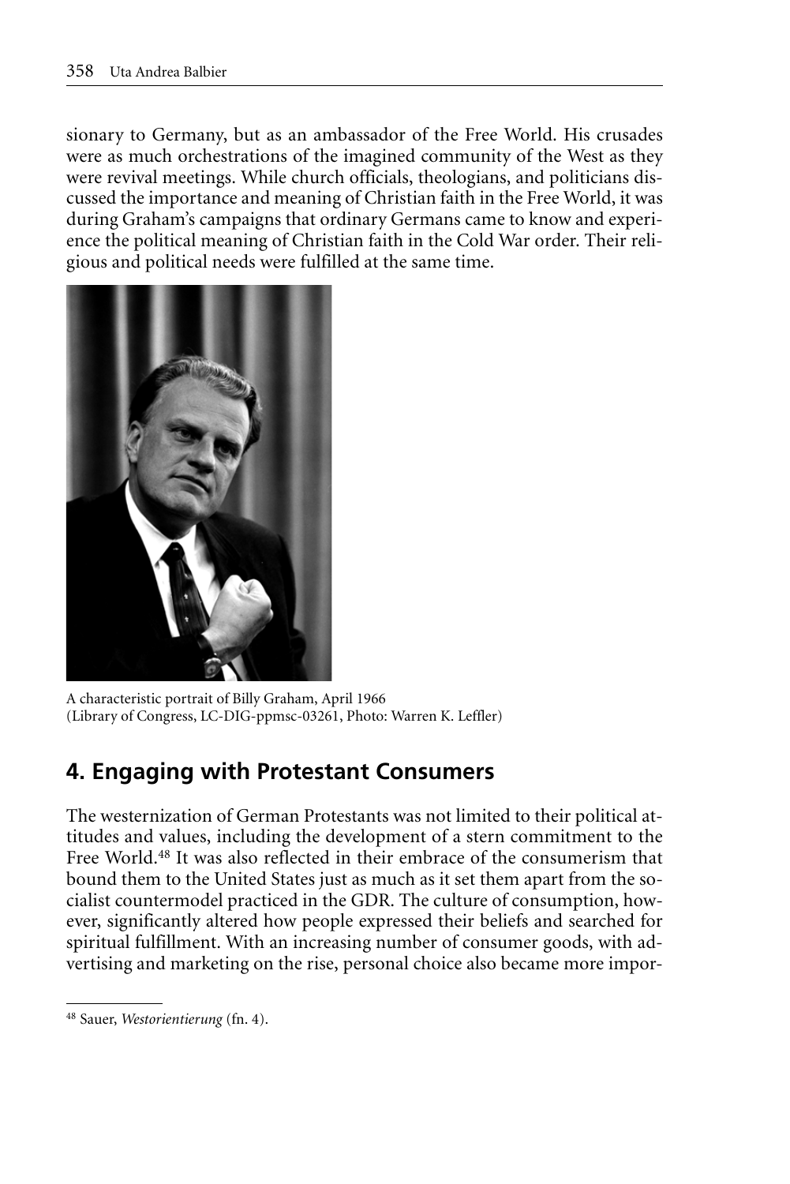sionary to Germany, but as an ambassador of the Free World. His crusades were as much orchestrations of the imagined community of the West as they were revival meetings. While church officials, theologians, and politicians discussed the importance and meaning of Christian faith in the Free World, it was during Graham's campaigns that ordinary Germans came to know and experience the political meaning of Christian faith in the Cold War order. Their religious and political needs were fulfilled at the same time.

A characteristic portrait of Billy Graham, April 1966
(Library of Congress, LC-DIG-ppmsc-03261, Photo: Warren K. Leffler)

## 4. Engaging with Protestant Consumers

The westernization of German Protestants was not limited to their political attitudes and values, including the development of a stern commitment to the Free World.[48] It was also reflected in their embrace of the consumerism that bound them to the United States just as much as it set them apart from the socialist countermodel practiced in the GDR. The culture of consumption, however, significantly altered how people expressed their beliefs and searched for spiritual fulfillment. With an increasing number of consumer goods, with advertising and marketing on the rise, personal choice also became more impor-

[48] Sauer, *Westorientierung* (fn. 4).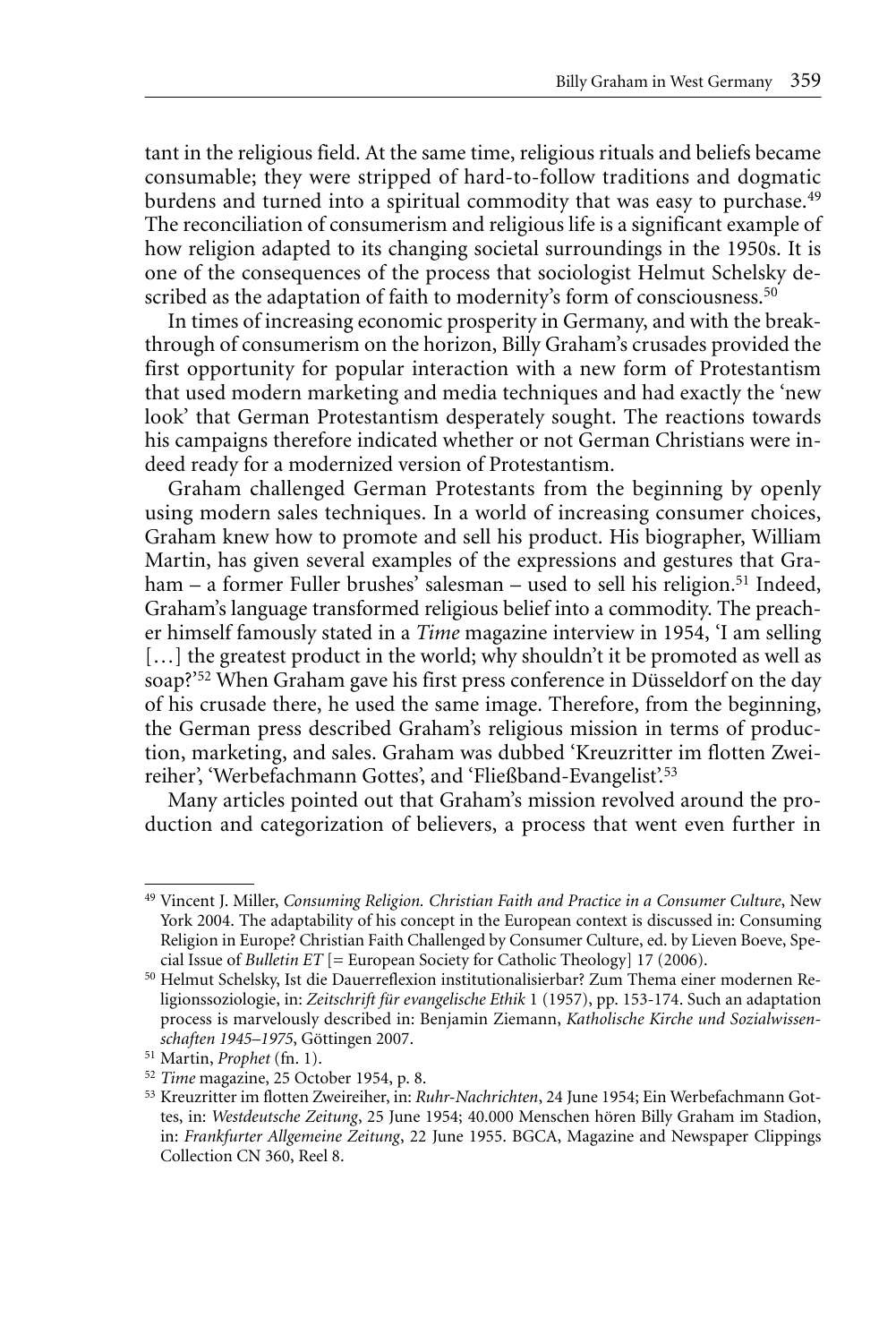tant in the religious field. At the same time, religious rituals and beliefs became consumable; they were stripped of hard-to-follow traditions and dogmatic burdens and turned into a spiritual commodity that was easy to purchase.[49] The reconciliation of consumerism and religious life is a significant example of how religion adapted to its changing societal surroundings in the 1950s. It is one of the consequences of the process that sociologist Helmut Schelsky described as the adaptation of faith to modernity's form of consciousness.[50]

In times of increasing economic prosperity in Germany, and with the breakthrough of consumerism on the horizon, Billy Graham's crusades provided the first opportunity for popular interaction with a new form of Protestantism that used modern marketing and media techniques and had exactly the 'new look' that German Protestantism desperately sought. The reactions towards his campaigns therefore indicated whether or not German Christians were indeed ready for a modernized version of Protestantism.

Graham challenged German Protestants from the beginning by openly using modern sales techniques. In a world of increasing consumer choices, Graham knew how to promote and sell his product. His biographer, William Martin, has given several examples of the expressions and gestures that Graham – a former Fuller brushes' salesman – used to sell his religion.[51] Indeed, Graham's language transformed religious belief into a commodity. The preacher himself famously stated in a *Time* magazine interview in 1954, 'I am selling [...] the greatest product in the world; why shouldn't it be promoted as well as soap?'[52] When Graham gave his first press conference in Düsseldorf on the day of his crusade there, he used the same image. Therefore, from the beginning, the German press described Graham's religious mission in terms of production, marketing, and sales. Graham was dubbed 'Kreuzritter im flotten Zweireiher', 'Werbefachmann Gottes', and 'Fließband-Evangelist'.[53]

Many articles pointed out that Graham's mission revolved around the production and categorization of believers, a process that went even further in

---

[49] Vincent J. Miller, *Consuming Religion. Christian Faith and Practice in a Consumer Culture*, New York 2004. The adaptability of his concept in the European context is discussed in: Consuming Religion in Europe? Christian Faith Challenged by Consumer Culture, ed. by Lieven Boeve, Special Issue of *Bulletin ET* [= European Society for Catholic Theology] 17 (2006).

[50] Helmut Schelsky, Ist die Dauerreflexion institutionalisierbar? Zum Thema einer modernen Religionssoziologie, in: *Zeitschrift für evangelische Ethik* 1 (1957), pp. 153-174. Such an adaptation process is marvelously described in: Benjamin Ziemann, *Katholische Kirche und Sozialwissenschaften 1945–1975*, Göttingen 2007.

[51] Martin, *Prophet* (fn. 1).

[52] *Time* magazine, 25 October 1954, p. 8.

[53] Kreuzritter im flotten Zweireiher, in: *Ruhr-Nachrichten*, 24 June 1954; Ein Werbefachmann Gottes, in: *Westdeutsche Zeitung*, 25 June 1954; 40.000 Menschen hören Billy Graham im Stadion, in: *Frankfurter Allgemeine Zeitung*, 22 June 1955. BGCA, Magazine and Newspaper Clippings Collection CN 360, Reel 8.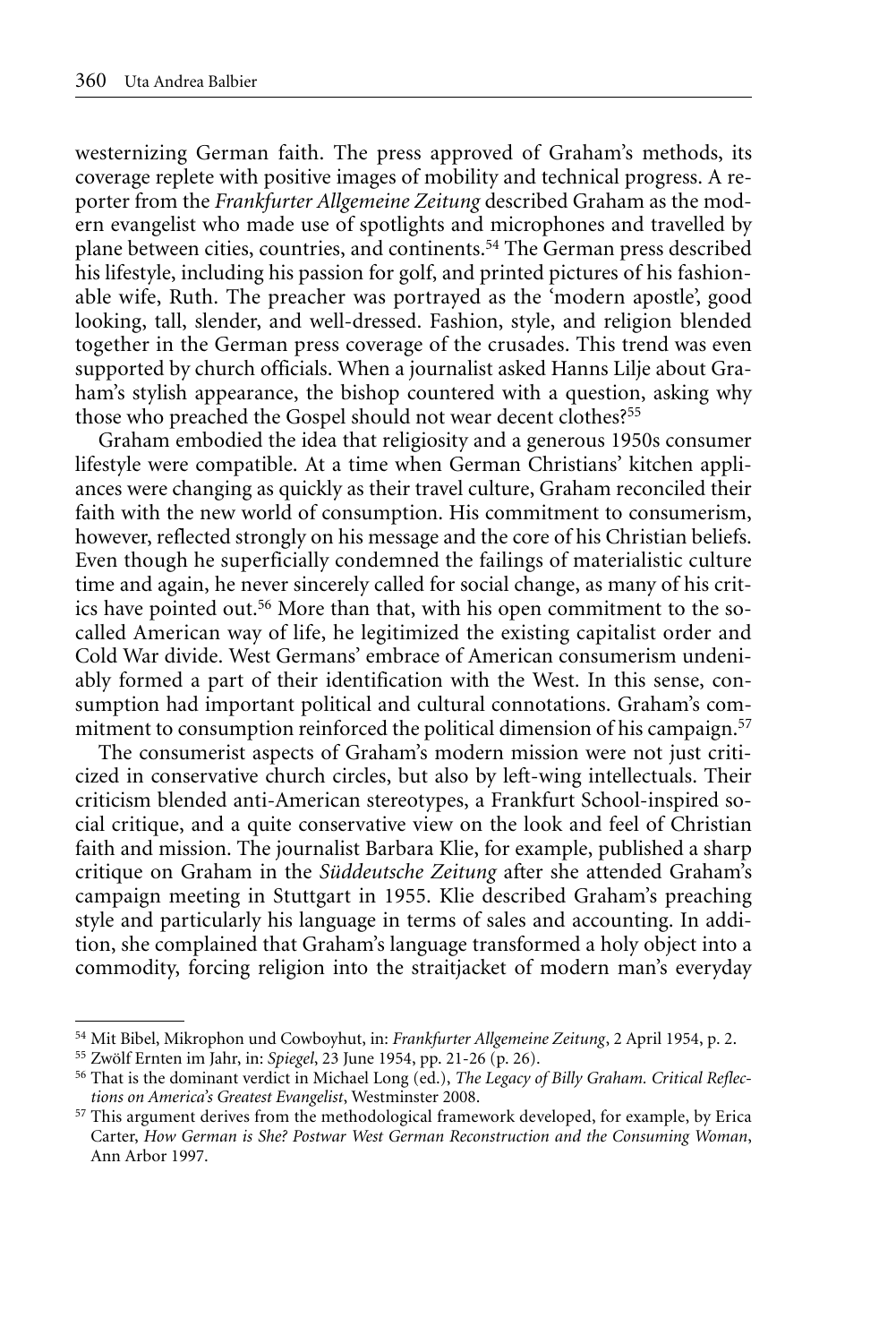westernizing German faith. The press approved of Graham's methods, its coverage replete with positive images of mobility and technical progress. A reporter from the *Frankfurter Allgemeine Zeitung* described Graham as the modern evangelist who made use of spotlights and microphones and travelled by plane between cities, countries, and continents.[54] The German press described his lifestyle, including his passion for golf, and printed pictures of his fashionable wife, Ruth. The preacher was portrayed as the 'modern apostle', good looking, tall, slender, and well-dressed. Fashion, style, and religion blended together in the German press coverage of the crusades. This trend was even supported by church officials. When a journalist asked Hanns Lilje about Graham's stylish appearance, the bishop countered with a question, asking why those who preached the Gospel should not wear decent clothes?[55]

Graham embodied the idea that religiosity and a generous 1950s consumer lifestyle were compatible. At a time when German Christians' kitchen appliances were changing as quickly as their travel culture, Graham reconciled their faith with the new world of consumption. His commitment to consumerism, however, reflected strongly on his message and the core of his Christian beliefs. Even though he superficially condemned the failings of materialistic culture time and again, he never sincerely called for social change, as many of his critics have pointed out.[56] More than that, with his open commitment to the so-called American way of life, he legitimized the existing capitalist order and Cold War divide. West Germans' embrace of American consumerism undeniably formed a part of their identification with the West. In this sense, consumption had important political and cultural connotations. Graham's commitment to consumption reinforced the political dimension of his campaign.[57]

The consumerist aspects of Graham's modern mission were not just criticized in conservative church circles, but also by left-wing intellectuals. Their criticism blended anti-American stereotypes, a Frankfurt School-inspired social critique, and a quite conservative view on the look and feel of Christian faith and mission. The journalist Barbara Klie, for example, published a sharp critique on Graham in the *Süddeutsche Zeitung* after she attended Graham's campaign meeting in Stuttgart in 1955. Klie described Graham's preaching style and particularly his language in terms of sales and accounting. In addition, she complained that Graham's language transformed a holy object into a commodity, forcing religion into the straitjacket of modern man's everyday

---

[54] Mit Bibel, Mikrophon und Cowboyhut, in: *Frankfurter Allgemeine Zeitung*, 2 April 1954, p. 2.

[55] Zwölf Ernten im Jahr, in: *Spiegel*, 23 June 1954, pp. 21-26 (p. 26).

[56] That is the dominant verdict in Michael Long (ed.), *The Legacy of Billy Graham. Critical Reflections on America's Greatest Evangelist*, Westminster 2008.

[57] This argument derives from the methodological framework developed, for example, by Erica Carter, *How German is She? Postwar West German Reconstruction and the Consuming Woman*, Ann Arbor 1997.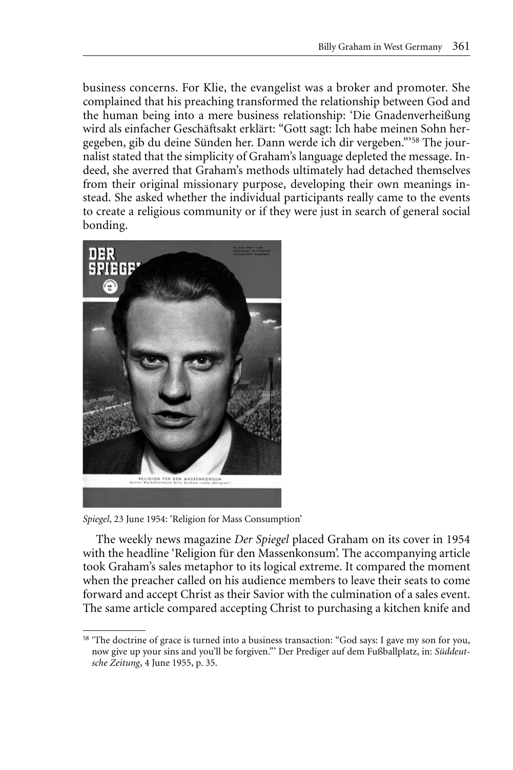business concerns. For Klie, the evangelist was a broker and promoter. She complained that his preaching transformed the relationship between God and the human being into a mere business relationship: 'Die Gnadenverheißung wird als einfacher Geschäftsakt erklärt: "Gott sagt: Ich habe meinen Sohn hergegeben, gib du deine Sünden her. Dann werde ich dir vergeben."'[58] The journalist stated that the simplicity of Graham's language depleted the message. Indeed, she averred that Graham's methods ultimately had detached themselves from their original missionary purpose, developing their own meanings instead. She asked whether the individual participants really came to the events to create a religious community or if they were just in search of general social bonding.

*Spiegel*, 23 June 1954: 'Religion for Mass Consumption'

The weekly news magazine *Der Spiegel* placed Graham on its cover in 1954 with the headline 'Religion für den Massenkonsum'. The accompanying article took Graham's sales metaphor to its logical extreme. It compared the moment when the preacher called on his audience members to leave their seats to come forward and accept Christ as their Savior with the culmination of a sales event. The same article compared accepting Christ to purchasing a kitchen knife and

---

[58] 'The doctrine of grace is turned into a business transaction: "God says: I gave my son for you, now give up your sins and you'll be forgiven."' Der Prediger auf dem Fußballplatz, in: *Süddeutsche Zeitung*, 4 June 1955, p. 35.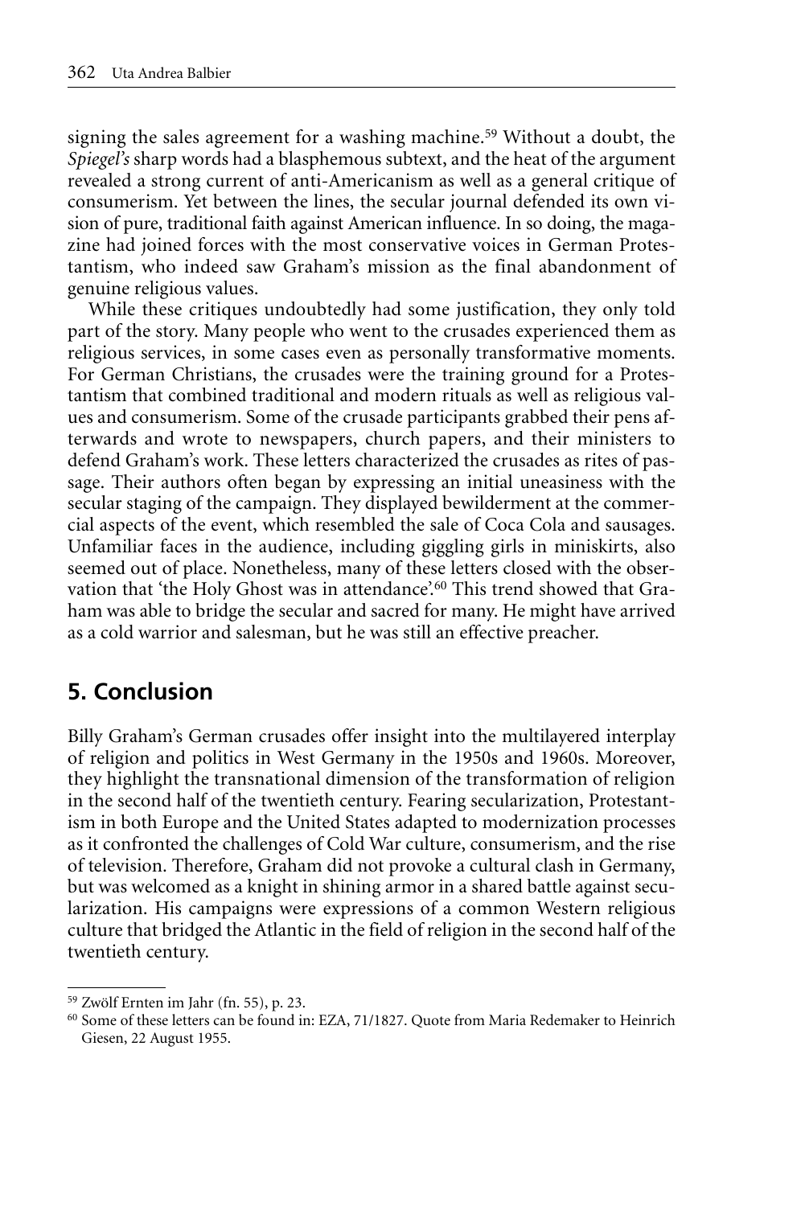signing the sales agreement for a washing machine.[59] Without a doubt, the *Spiegel's* sharp words had a blasphemous subtext, and the heat of the argument revealed a strong current of anti-Americanism as well as a general critique of consumerism. Yet between the lines, the secular journal defended its own vision of pure, traditional faith against American influence. In so doing, the magazine had joined forces with the most conservative voices in German Protestantism, who indeed saw Graham's mission as the final abandonment of genuine religious values.

While these critiques undoubtedly had some justification, they only told part of the story. Many people who went to the crusades experienced them as religious services, in some cases even as personally transformative moments. For German Christians, the crusades were the training ground for a Protestantism that combined traditional and modern rituals as well as religious values and consumerism. Some of the crusade participants grabbed their pens afterwards and wrote to newspapers, church papers, and their ministers to defend Graham's work. These letters characterized the crusades as rites of passage. Their authors often began by expressing an initial uneasiness with the secular staging of the campaign. They displayed bewilderment at the commercial aspects of the event, which resembled the sale of Coca Cola and sausages. Unfamiliar faces in the audience, including giggling girls in miniskirts, also seemed out of place. Nonetheless, many of these letters closed with the observation that 'the Holy Ghost was in attendance'.[60] This trend showed that Graham was able to bridge the secular and sacred for many. He might have arrived as a cold warrior and salesman, but he was still an effective preacher.

## 5. Conclusion

Billy Graham's German crusades offer insight into the multilayered interplay of religion and politics in West Germany in the 1950s and 1960s. Moreover, they highlight the transnational dimension of the transformation of religion in the second half of the twentieth century. Fearing secularization, Protestantism in both Europe and the United States adapted to modernization processes as it confronted the challenges of Cold War culture, consumerism, and the rise of television. Therefore, Graham did not provoke a cultural clash in Germany, but was welcomed as a knight in shining armor in a shared battle against secularization. His campaigns were expressions of a common Western religious culture that bridged the Atlantic in the field of religion in the second half of the twentieth century.

---

[59] Zwölf Ernten im Jahr (fn. 55), p. 23.

[60] Some of these letters can be found in: EZA, 71/1827. Quote from Maria Redemaker to Heinrich Giesen, 22 August 1955.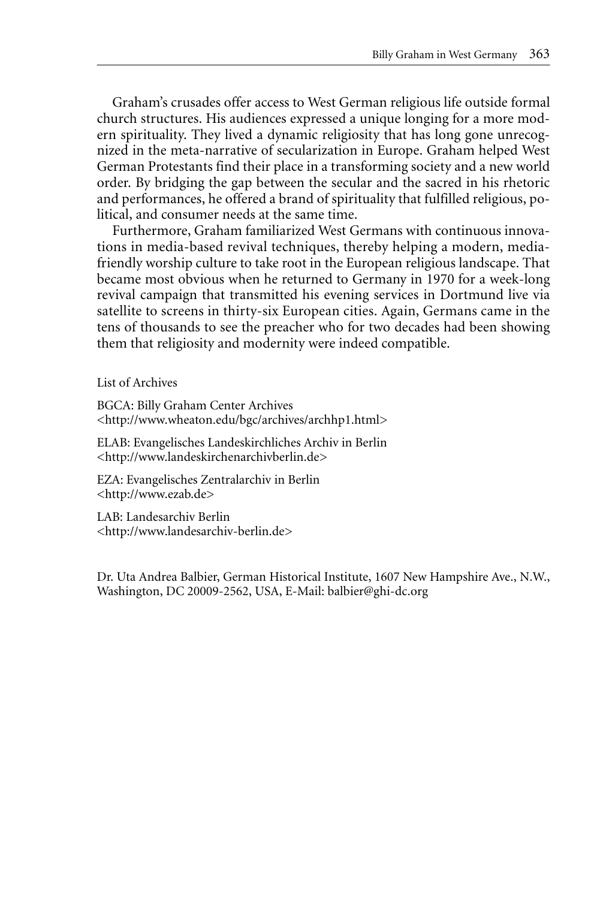Graham's crusades offer access to West German religious life outside formal church structures. His audiences expressed a unique longing for a more modern spirituality. They lived a dynamic religiosity that has long gone unrecognized in the meta-narrative of secularization in Europe. Graham helped West German Protestants find their place in a transforming society and a new world order. By bridging the gap between the secular and the sacred in his rhetoric and performances, he offered a brand of spirituality that fulfilled religious, political, and consumer needs at the same time.

Furthermore, Graham familiarized West Germans with continuous innovations in media-based revival techniques, thereby helping a modern, media-friendly worship culture to take root in the European religious landscape. That became most obvious when he returned to Germany in 1970 for a week-long revival campaign that transmitted his evening services in Dortmund live via satellite to screens in thirty-six European cities. Again, Germans came in the tens of thousands to see the preacher who for two decades had been showing them that religiosity and modernity were indeed compatible.

List of Archives

BGCA: Billy Graham Center Archives
<http://www.wheaton.edu/bgc/archives/archhp1.html>

ELAB: Evangelisches Landeskirchliches Archiv in Berlin
<http://www.landeskirchenarchivberlin.de>

EZA: Evangelisches Zentralarchiv in Berlin
<http://www.ezab.de>

LAB: Landesarchiv Berlin
<http://www.landesarchiv-berlin.de>

Dr. Uta Andrea Balbier, German Historical Institute, 1607 New Hampshire Ave., N.W., Washington, DC 20009-2562, USA, E-Mail: balbier@ghi-dc.org